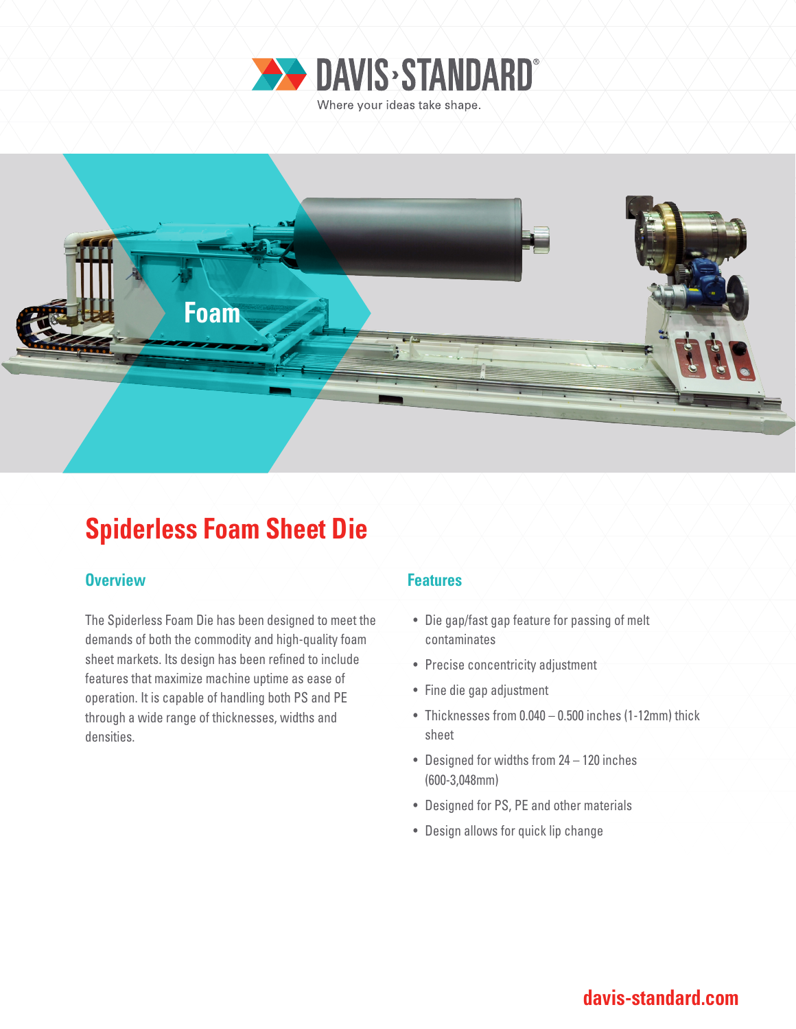DAVIS·STANDARD®

Where your ideas take shape.

Foam

# Spiderless Foam Sheet Die

## Overview

The Spiderless Foam Die has been designed to meet the demands of both the commodity and high-quality foam sheet markets. Its design has been refined to include features that maximize machine uptime as ease of operation. It is capable of handling both PS and PE through a wide range of thicknesses, widths and densities.

## Features

- Die gap/fast gap feature for passing of melt contaminates
- Precise concentricity adjustment
- Fine die gap adjustment
- Thicknesses from 0.040 – 0.500 inches (1-12mm) thick sheet
- Designed for widths from 24 – 120 inches (600-3,048mm)
- Designed for PS, PE and other materials
- Design allows for quick lip change

davis-standard.com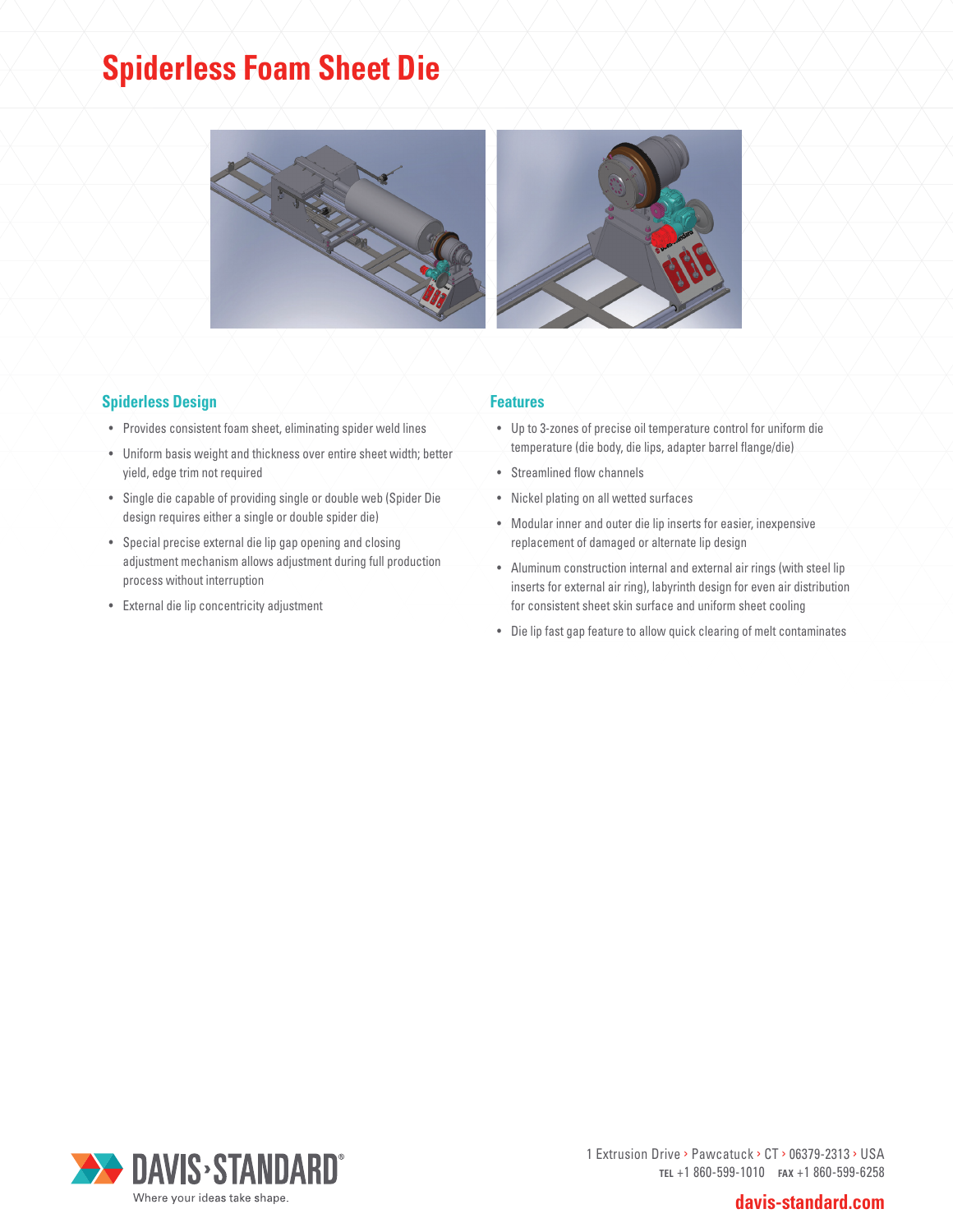# Spiderless Foam Sheet Die

## Spiderless Design

- Provides consistent foam sheet, eliminating spider weld lines
- Uniform basis weight and thickness over entire sheet width; better yield, edge trim not required
- Single die capable of providing single or double web (Spider Die design requires either a single or double spider die)
- Special precise external die lip gap opening and closing adjustment mechanism allows adjustment during full production process without interruption
- External die lip concentricity adjustment

## Features

- Up to 3-zones of precise oil temperature control for uniform die temperature (die body, die lips, adapter barrel flange/die)
- Streamlined flow channels
- Nickel plating on all wetted surfaces
- Modular inner and outer die lip inserts for easier, inexpensive replacement of damaged or alternate lip design
- Aluminum construction internal and external air rings (with steel lip inserts for external air ring), labyrinth design for even air distribution for consistent sheet skin surface and uniform sheet cooling
- Die lip fast gap feature to allow quick clearing of melt contaminates

DAVIS-STANDARD®
Where your ideas take shape.

1 Extrusion Drive › Pawcatuck › CT › 06379-2313 › USA
TEL +1 860-599-1010 FAX +1 860-599-6258
davis-standard.com